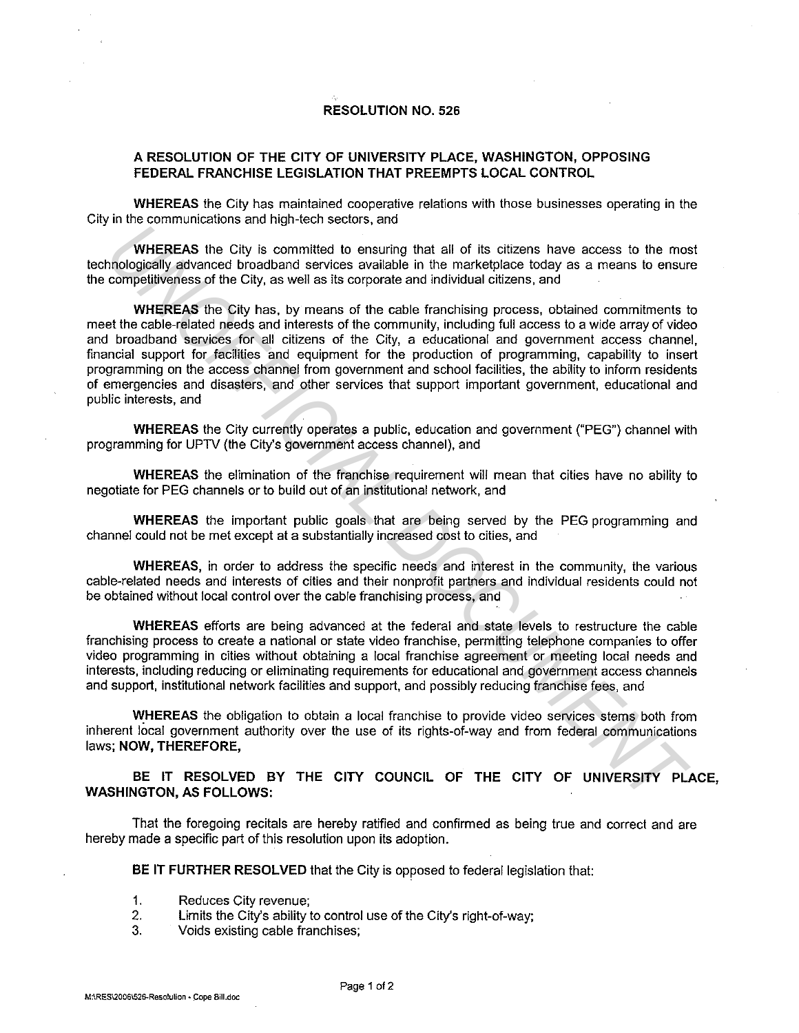# RESOLUTION NO. 526

## A RESOLUTION OF THE CITY OF UNIVERSITY PLACE, WASHINGTON, OPPOSING FEDERAL FRANCHISE LEGISLATION THAT PREEMPTS LOCAL CONTROL

**WHEREAS** the City has maintained cooperative relations with those businesses operating in the City in the communications and high-tech sectors, and

**WHEREAS** the City is committed to ensuring that all of its citizens have access to the most technologically advanced broadband services available in the marketplace today as a means to ensure the competitiveness of the City, as well as its corporate and individual citizens, and

**WHEREAS** the City has, by means of the cable franchising process, obtained commitments to meet the cable-related needs and interests of the community, including full access to a wide array of video and broadband services for all citizens of the City, a educational and government access channel, financial support for facilities and equipment for the production of programming, capability to insert programming on the access channel from government and school facilities, the ability to inform residents of emergencies and disasters, and other services that support important government, educational and public interests, and

**WHEREAS** the City currently operates a public, education and government ("PEG") channel with programming for UPTV (the City's government access channel), and

**WHEREAS** the elimination of the franchise requirement will mean that cities have no ability to negotiate for PEG channels or to build out of an institutional network, and

**WHEREAS** the important public goals that are being served by the PEG programming and channel could not be met except at a substantially increased cost to cities, and

**WHEREAS**, in order to address the specific needs and interest in the community, the various cable-related needs and interests of cities and their nonprofit partners and individual residents could not be obtained without local control over the cable franchising process, and

**WHEREAS** efforts are being advanced at the federal and state levels to restructure the cable franchising process to create a national or state video franchise, permitting telephone companies to offer video programming in cities without obtaining a local franchise agreement or meeting local needs and interests, including reducing or eliminating requirements for educational and government access channels and support, institutional network facilities and support, and possibly reducing franchise fees, and

**WHEREAS** the obligation to obtain a local franchise to provide video services stems both from inherent local government authority over the use of its rights-of-way and from federal communications laws; **NOW, THEREFORE,**

**BE IT RESOLVED BY THE CITY COUNCIL OF THE CITY OF UNIVERSITY PLACE, WASHINGTON, AS FOLLOWS:**

That the foregoing recitals are hereby ratified and confirmed as being true and correct and are hereby made a specific part of this resolution upon its adoption.

**BE IT FURTHER RESOLVED** that the City is opposed to federal legislation that:

1. Reduces City revenue;
2. Limits the City's ability to control use of the City's right-of-way;
3. Voids existing cable franchises;

M:\RES\2006\526-Resolution - Cope Bill.doc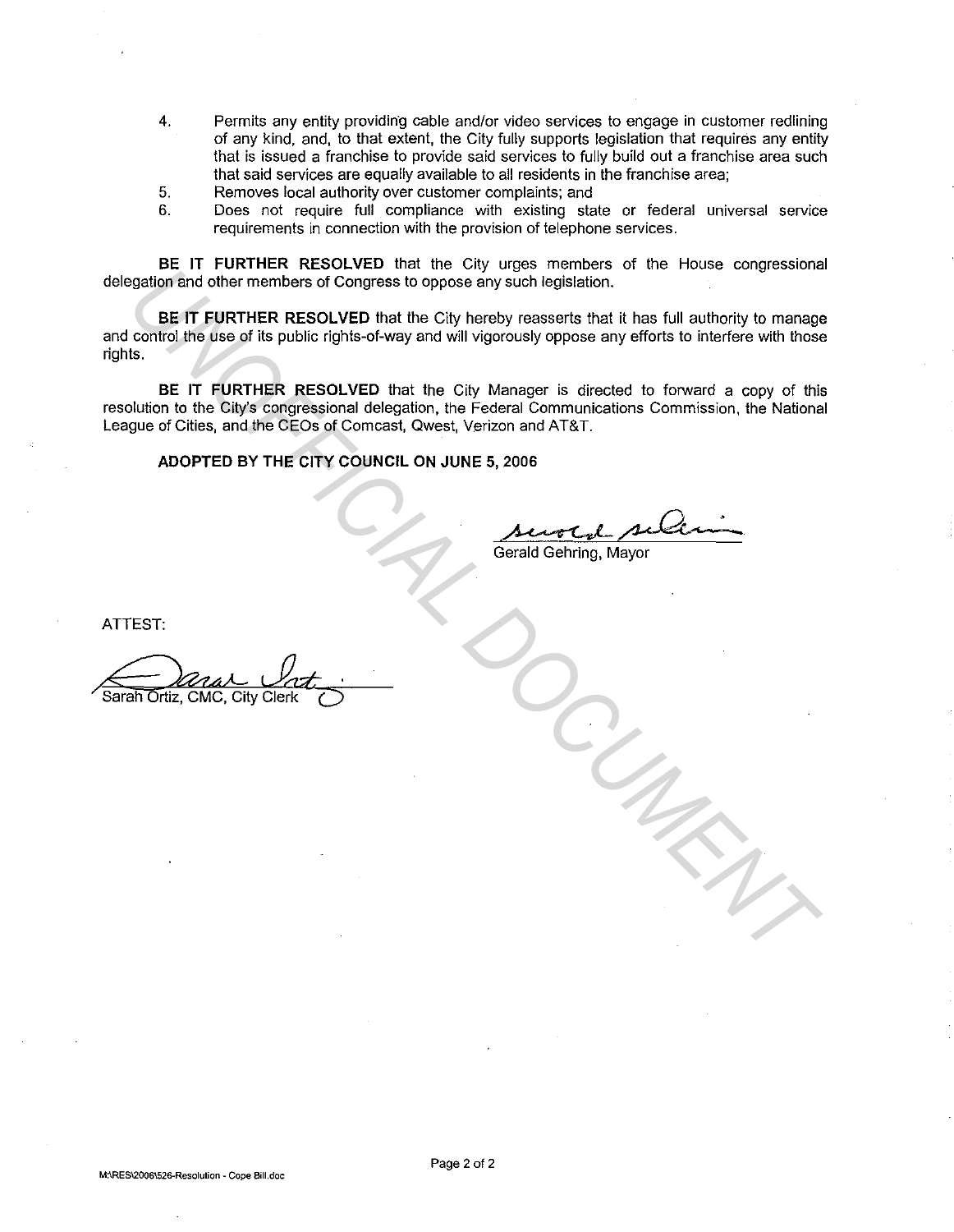4. Permits any entity providing cable and/or video services to engage in customer redlining of any kind, and, to that extent, the City fully supports legislation that requires any entity that is issued a franchise to provide said services to fully build out a franchise area such that said services are equally available to all residents in the franchise area;
5. Removes local authority over customer complaints; and
6. Does not require full compliance with existing state or federal universal service requirements in connection with the provision of telephone services.

**BE IT FURTHER RESOLVED** that the City urges members of the House congressional delegation and other members of Congress to oppose any such legislation.

**BE IT FURTHER RESOLVED** that the City hereby reasserts that it has full authority to manage and control the use of its public rights-of-way and will vigorously oppose any efforts to interfere with those rights.

**BE IT FURTHER RESOLVED** that the City Manager is directed to forward a copy of this resolution to the City's congressional delegation, the Federal Communications Commission, the National League of Cities, and the CEOs of Comcast, Qwest, Verizon and AT&T.

**ADOPTED BY THE CITY COUNCIL ON JUNE 5, 2006**

Gerald Gehring, Mayor

ATTEST:

Sarah Ortiz, CMC, City Clerk

UNOFFICIAL DOCUMENT

M:\RES\2006\526-Resolution - Cope Bill.doc